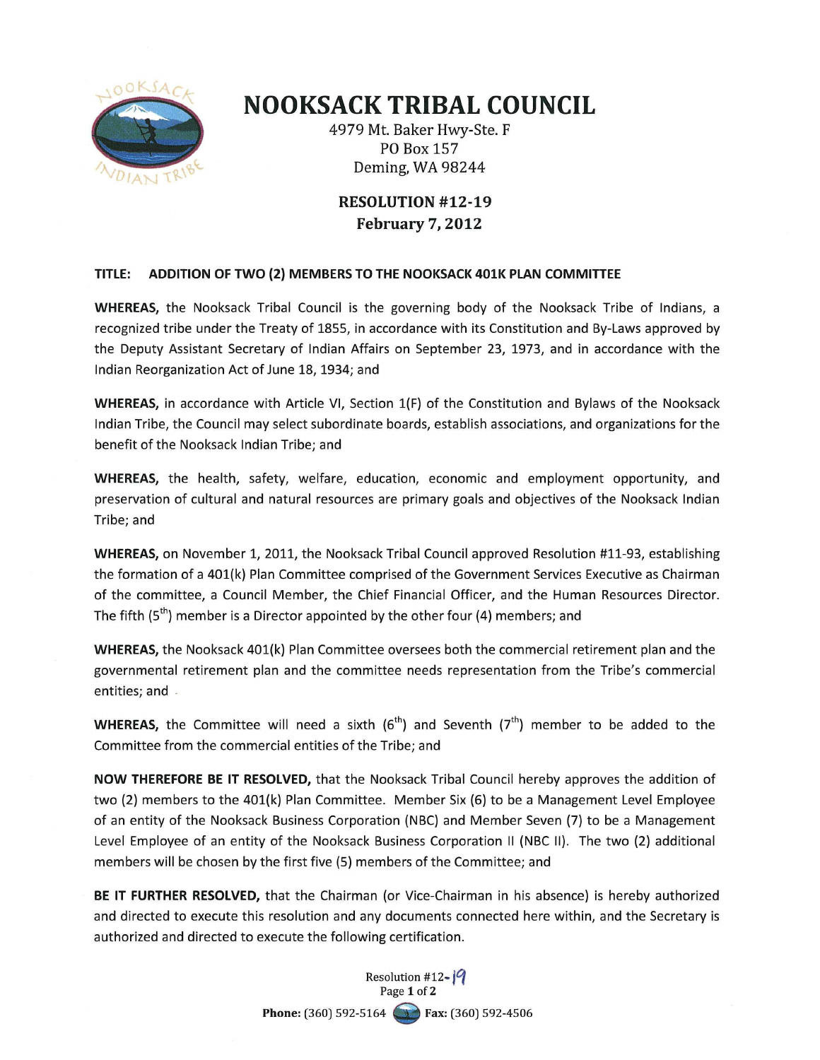# NOOKSACK TRIBAL COUNCIL

4979 Mt. Baker Hwy-Ste. F
PO Box 157
Deming, WA 98244

## RESOLUTION #12-19
## February 7, 2012

**TITLE: ADDITION OF TWO (2) MEMBERS TO THE NOOKSACK 401K PLAN COMMITTEE**

**WHEREAS,** the Nooksack Tribal Council is the governing body of the Nooksack Tribe of Indians, a recognized tribe under the Treaty of 1855, in accordance with its Constitution and By-Laws approved by the Deputy Assistant Secretary of Indian Affairs on September 23, 1973, and in accordance with the Indian Reorganization Act of June 18, 1934; and

**WHEREAS,** in accordance with Article VI, Section 1(F) of the Constitution and Bylaws of the Nooksack Indian Tribe, the Council may select subordinate boards, establish associations, and organizations for the benefit of the Nooksack Indian Tribe; and

**WHEREAS,** the health, safety, welfare, education, economic and employment opportunity, and preservation of cultural and natural resources are primary goals and objectives of the Nooksack Indian Tribe; and

**WHEREAS,** on November 1, 2011, the Nooksack Tribal Council approved Resolution #11-93, establishing the formation of a 401(k) Plan Committee comprised of the Government Services Executive as Chairman of the committee, a Council Member, the Chief Financial Officer, and the Human Resources Director. The fifth (5th) member is a Director appointed by the other four (4) members; and

**WHEREAS,** the Nooksack 401(k) Plan Committee oversees both the commercial retirement plan and the governmental retirement plan and the committee needs representation from the Tribe's commercial entities; and

**WHEREAS,** the Committee will need a sixth (6th) and Seventh (7th) member to be added to the Committee from the commercial entities of the Tribe; and

**NOW THEREFORE BE IT RESOLVED,** that the Nooksack Tribal Council hereby approves the addition of two (2) members to the 401(k) Plan Committee. Member Six (6) to be a Management Level Employee of an entity of the Nooksack Business Corporation (NBC) and Member Seven (7) to be a Management Level Employee of an entity of the Nooksack Business Corporation II (NBC II). The two (2) additional members will be chosen by the first five (5) members of the Committee; and

**BE IT FURTHER RESOLVED,** that the Chairman (or Vice-Chairman in his absence) is hereby authorized and directed to execute this resolution and any documents connected here within, and the Secretary is authorized and directed to execute the following certification.

Resolution #12-19

**Phone:** (360) 592-5164 **Fax:** (360) 592-4506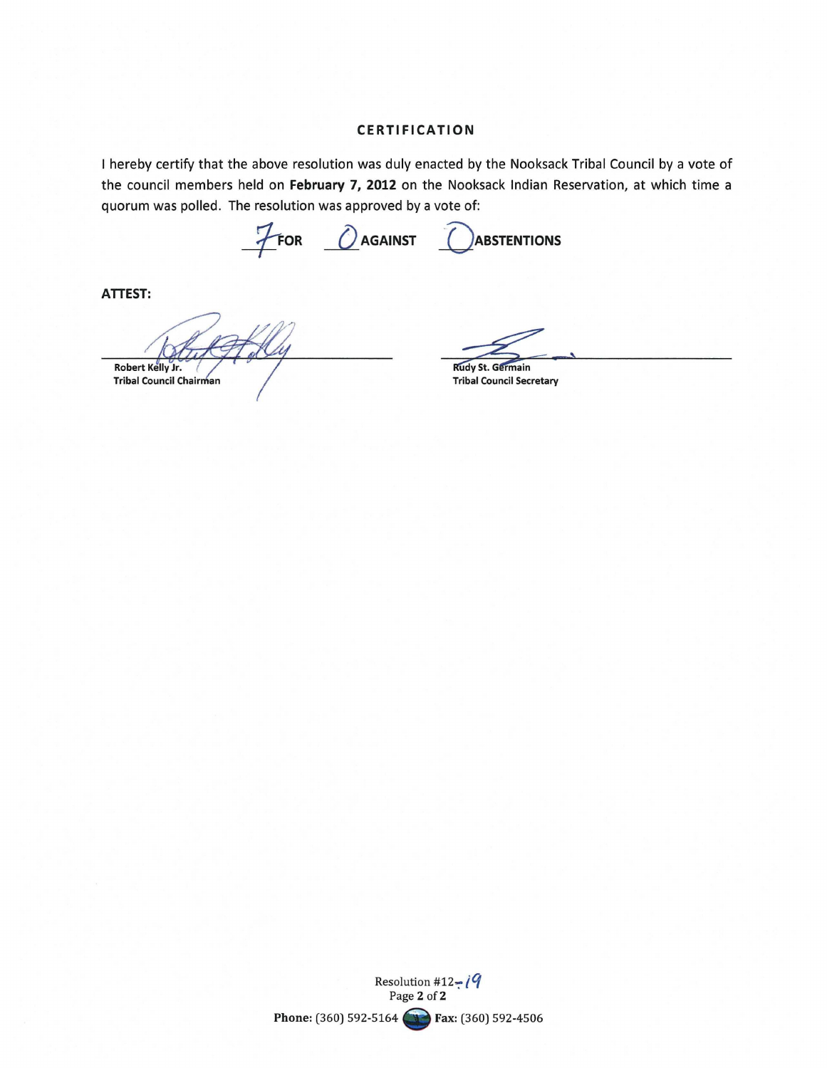## CERTIFICATION

I hereby certify that the above resolution was duly enacted by the Nooksack Tribal Council by a vote of the council members held on **February 7, 2012** on the Nooksack Indian Reservation, at which time a quorum was polled. The resolution was approved by a vote of:

**7 FOR** **0 AGAINST** **0 ABSTENTIONS**

**ATTEST:**

Robert Kelly Jr.
Tribal Council Chairman

Rudy St. Germain
Tribal Council Secretary

Resolution #12-19
Page 2 of 2

**Phone:** (360) 592-5164 **Fax:** (360) 592-4506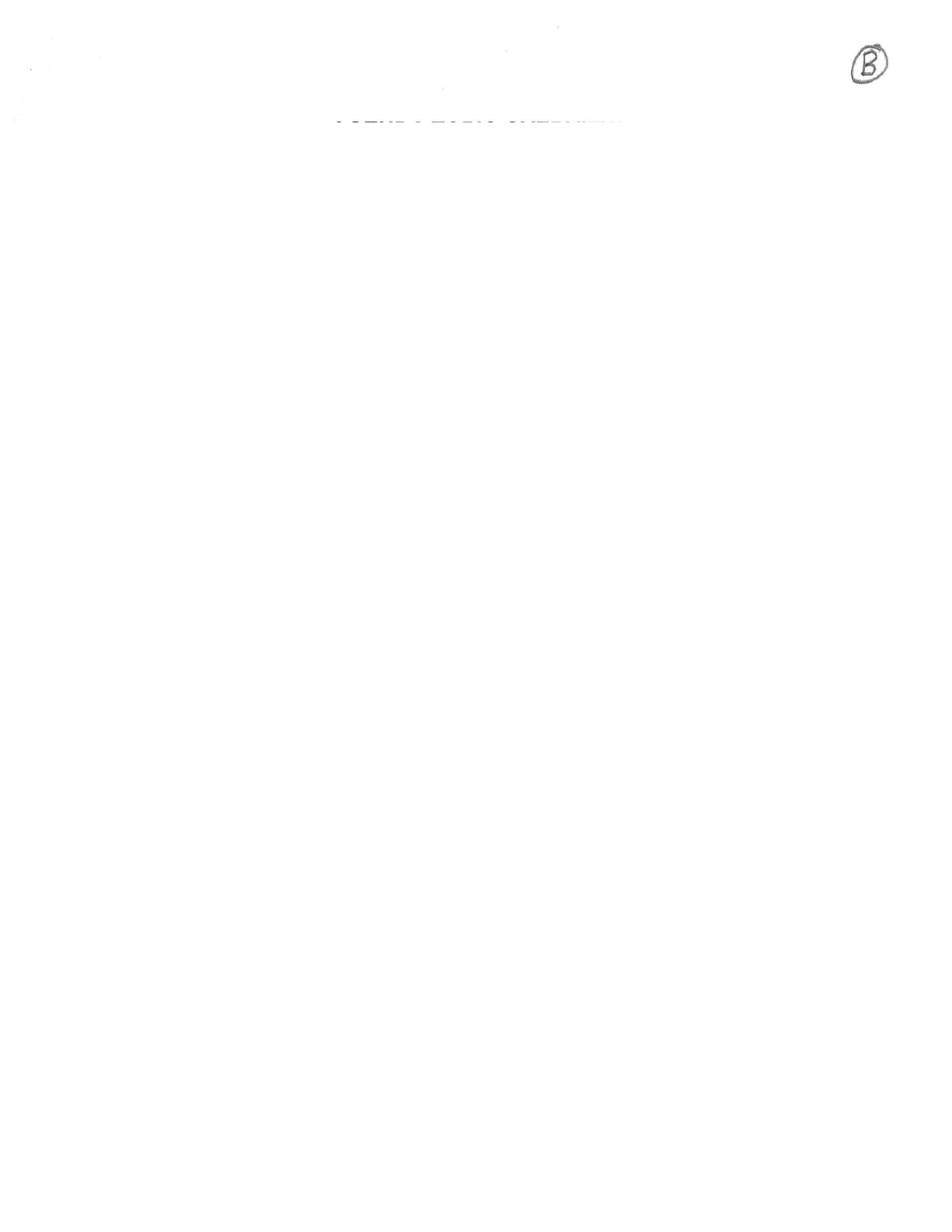B